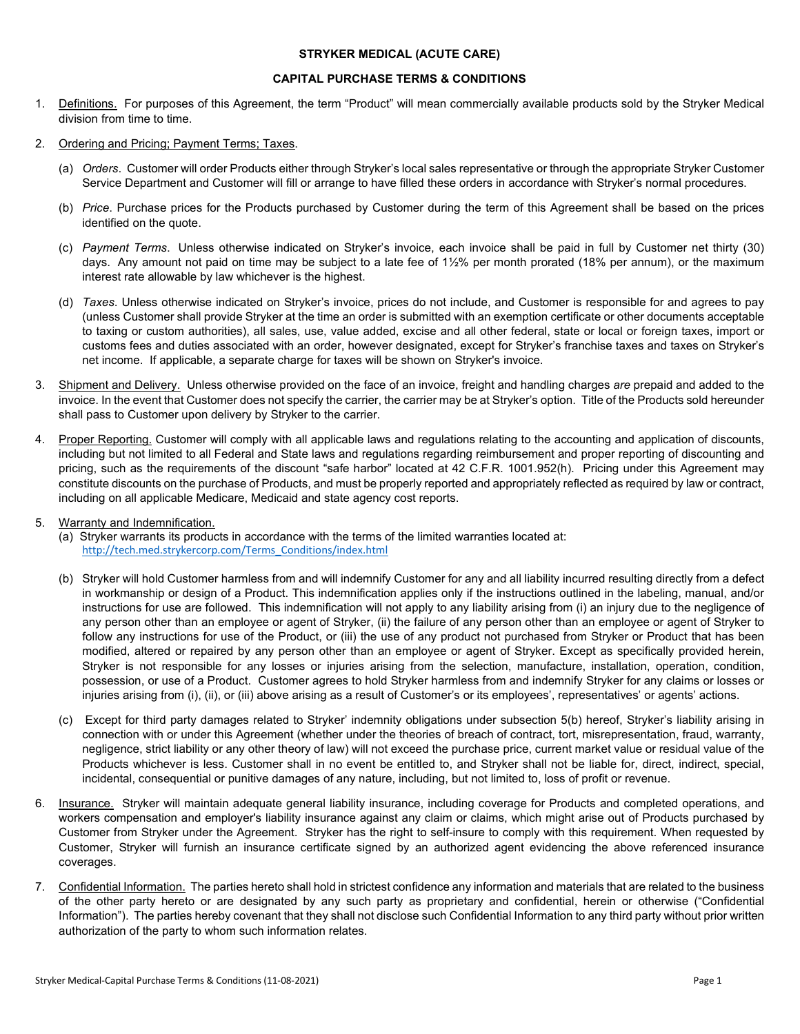# STRYKER MEDICAL (ACUTE CARE)

## CAPITAL PURCHASE TERMS & CONDITIONS

1. Definitions. For purposes of this Agreement, the term "Product" will mean commercially available products sold by the Stryker Medical division from time to time.

2. Ordering and Pricing; Payment Terms; Taxes.

   (a) *Orders*. Customer will order Products either through Stryker's local sales representative or through the appropriate Stryker Customer Service Department and Customer will fill or arrange to have filled these orders in accordance with Stryker's normal procedures.

   (b) *Price*. Purchase prices for the Products purchased by Customer during the term of this Agreement shall be based on the prices identified on the quote.

   (c) *Payment Terms*. Unless otherwise indicated on Stryker's invoice, each invoice shall be paid in full by Customer net thirty (30) days. Any amount not paid on time may be subject to a late fee of 1½% per month prorated (18% per annum), or the maximum interest rate allowable by law whichever is the highest.

   (d) *Taxes*. Unless otherwise indicated on Stryker's invoice, prices do not include, and Customer is responsible for and agrees to pay (unless Customer shall provide Stryker at the time an order is submitted with an exemption certificate or other documents acceptable to taxing or custom authorities), all sales, use, value added, excise and all other federal, state or local or foreign taxes, import or customs fees and duties associated with an order, however designated, except for Stryker's franchise taxes and taxes on Stryker's net income. If applicable, a separate charge for taxes will be shown on Stryker's invoice.

3. Shipment and Delivery. Unless otherwise provided on the face of an invoice, freight and handling charges *are* prepaid and added to the invoice. In the event that Customer does not specify the carrier, the carrier may be at Stryker's option. Title of the Products sold hereunder shall pass to Customer upon delivery by Stryker to the carrier.

4. Proper Reporting. Customer will comply with all applicable laws and regulations relating to the accounting and application of discounts, including but not limited to all Federal and State laws and regulations regarding reimbursement and proper reporting of discounting and pricing, such as the requirements of the discount "safe harbor" located at 42 C.F.R. 1001.952(h). Pricing under this Agreement may constitute discounts on the purchase of Products, and must be properly reported and appropriately reflected as required by law or contract, including on all applicable Medicare, Medicaid and state agency cost reports.

5. Warranty and Indemnification.

   (a) Stryker warrants its products in accordance with the terms of the limited warranties located at: http://tech.med.strykercorp.com/Terms_Conditions/index.html

   (b) Stryker will hold Customer harmless from and will indemnify Customer for any and all liability incurred resulting directly from a defect in workmanship or design of a Product. This indemnification applies only if the instructions outlined in the labeling, manual, and/or instructions for use are followed. This indemnification will not apply to any liability arising from (i) an injury due to the negligence of any person other than an employee or agent of Stryker, (ii) the failure of any person other than an employee or agent of Stryker to follow any instructions for use of the Product, or (iii) the use of any product not purchased from Stryker or Product that has been modified, altered or repaired by any person other than an employee or agent of Stryker. Except as specifically provided herein, Stryker is not responsible for any losses or injuries arising from the selection, manufacture, installation, operation, condition, possession, or use of a Product. Customer agrees to hold Stryker harmless from and indemnify Stryker for any claims or losses or injuries arising from (i), (ii), or (iii) above arising as a result of Customer's or its employees', representatives' or agents' actions.

   (c) Except for third party damages related to Stryker' indemnity obligations under subsection 5(b) hereof, Stryker's liability arising in connection with or under this Agreement (whether under the theories of breach of contract, tort, misrepresentation, fraud, warranty, negligence, strict liability or any other theory of law) will not exceed the purchase price, current market value or residual value of the Products whichever is less. Customer shall in no event be entitled to, and Stryker shall not be liable for, direct, indirect, special, incidental, consequential or punitive damages of any nature, including, but not limited to, loss of profit or revenue.

6. Insurance. Stryker will maintain adequate general liability insurance, including coverage for Products and completed operations, and workers compensation and employer's liability insurance against any claim or claims, which might arise out of Products purchased by Customer from Stryker under the Agreement. Stryker has the right to self-insure to comply with this requirement. When requested by Customer, Stryker will furnish an insurance certificate signed by an authorized agent evidencing the above referenced insurance coverages.

7. Confidential Information. The parties hereto shall hold in strictest confidence any information and materials that are related to the business of the other party hereto or are designated by any such party as proprietary and confidential, herein or otherwise ("Confidential Information"). The parties hereby covenant that they shall not disclose such Confidential Information to any third party without prior written authorization of the party to whom such information relates.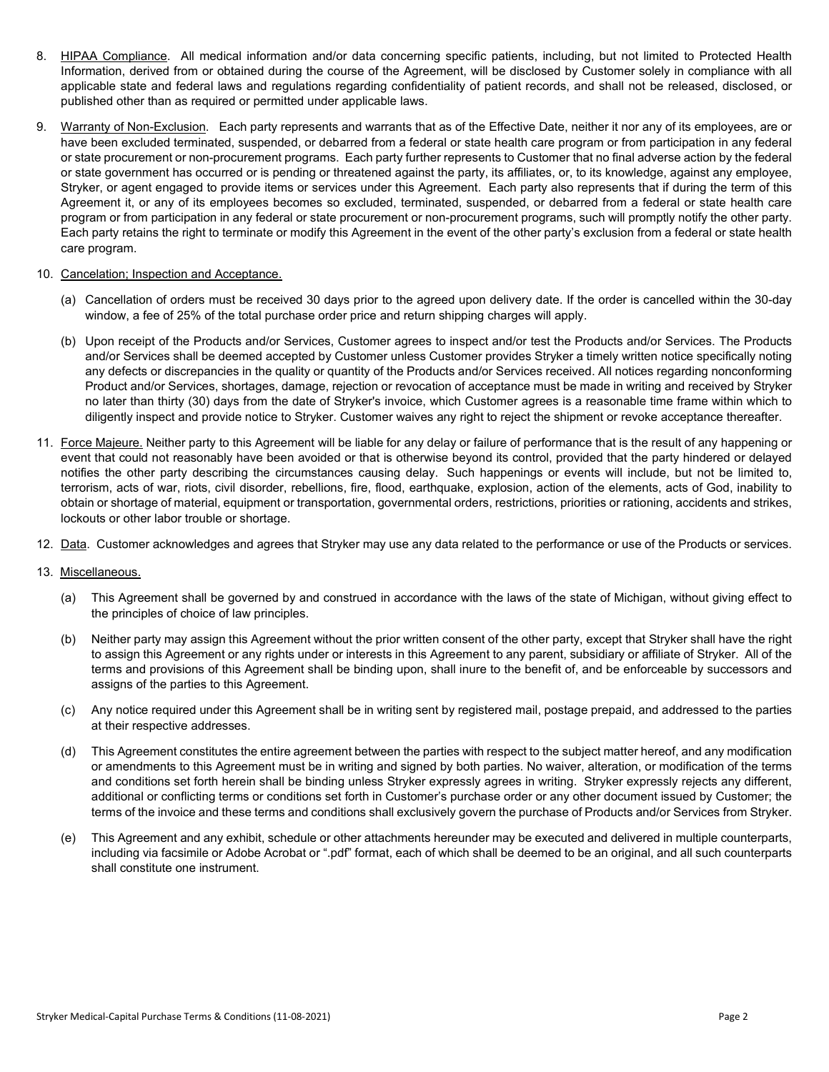8. HIPAA Compliance. All medical information and/or data concerning specific patients, including, but not limited to Protected Health Information, derived from or obtained during the course of the Agreement, will be disclosed by Customer solely in compliance with all applicable state and federal laws and regulations regarding confidentiality of patient records, and shall not be released, disclosed, or published other than as required or permitted under applicable laws.

9. Warranty of Non-Exclusion. Each party represents and warrants that as of the Effective Date, neither it nor any of its employees, are or have been excluded terminated, suspended, or debarred from a federal or state health care program or from participation in any federal or state procurement or non-procurement programs. Each party further represents to Customer that no final adverse action by the federal or state government has occurred or is pending or threatened against the party, its affiliates, or, to its knowledge, against any employee, Stryker, or agent engaged to provide items or services under this Agreement. Each party also represents that if during the term of this Agreement it, or any of its employees becomes so excluded, terminated, suspended, or debarred from a federal or state health care program or from participation in any federal or state procurement or non-procurement programs, such will promptly notify the other party. Each party retains the right to terminate or modify this Agreement in the event of the other party's exclusion from a federal or state health care program.

10. Cancelation; Inspection and Acceptance.

    (a) Cancellation of orders must be received 30 days prior to the agreed upon delivery date. If the order is cancelled within the 30-day window, a fee of 25% of the total purchase order price and return shipping charges will apply.

    (b) Upon receipt of the Products and/or Services, Customer agrees to inspect and/or test the Products and/or Services. The Products and/or Services shall be deemed accepted by Customer unless Customer provides Stryker a timely written notice specifically noting any defects or discrepancies in the quality or quantity of the Products and/or Services received. All notices regarding nonconforming Product and/or Services, shortages, damage, rejection or revocation of acceptance must be made in writing and received by Stryker no later than thirty (30) days from the date of Stryker's invoice, which Customer agrees is a reasonable time frame within which to diligently inspect and provide notice to Stryker. Customer waives any right to reject the shipment or revoke acceptance thereafter.

11. Force Majeure. Neither party to this Agreement will be liable for any delay or failure of performance that is the result of any happening or event that could not reasonably have been avoided or that is otherwise beyond its control, provided that the party hindered or delayed notifies the other party describing the circumstances causing delay. Such happenings or events will include, but not be limited to, terrorism, acts of war, riots, civil disorder, rebellions, fire, flood, earthquake, explosion, action of the elements, acts of God, inability to obtain or shortage of material, equipment or transportation, governmental orders, restrictions, priorities or rationing, accidents and strikes, lockouts or other labor trouble or shortage.

12. Data. Customer acknowledges and agrees that Stryker may use any data related to the performance or use of the Products or services.

13. Miscellaneous.

    (a) This Agreement shall be governed by and construed in accordance with the laws of the state of Michigan, without giving effect to the principles of choice of law principles.

    (b) Neither party may assign this Agreement without the prior written consent of the other party, except that Stryker shall have the right to assign this Agreement or any rights under or interests in this Agreement to any parent, subsidiary or affiliate of Stryker. All of the terms and provisions of this Agreement shall be binding upon, shall inure to the benefit of, and be enforceable by successors and assigns of the parties to this Agreement.

    (c) Any notice required under this Agreement shall be in writing sent by registered mail, postage prepaid, and addressed to the parties at their respective addresses.

    (d) This Agreement constitutes the entire agreement between the parties with respect to the subject matter hereof, and any modification or amendments to this Agreement must be in writing and signed by both parties. No waiver, alteration, or modification of the terms and conditions set forth herein shall be binding unless Stryker expressly agrees in writing. Stryker expressly rejects any different, additional or conflicting terms or conditions set forth in Customer's purchase order or any other document issued by Customer; the terms of the invoice and these terms and conditions shall exclusively govern the purchase of Products and/or Services from Stryker.

    (e) This Agreement and any exhibit, schedule or other attachments hereunder may be executed and delivered in multiple counterparts, including via facsimile or Adobe Acrobat or ".pdf" format, each of which shall be deemed to be an original, and all such counterparts shall constitute one instrument.